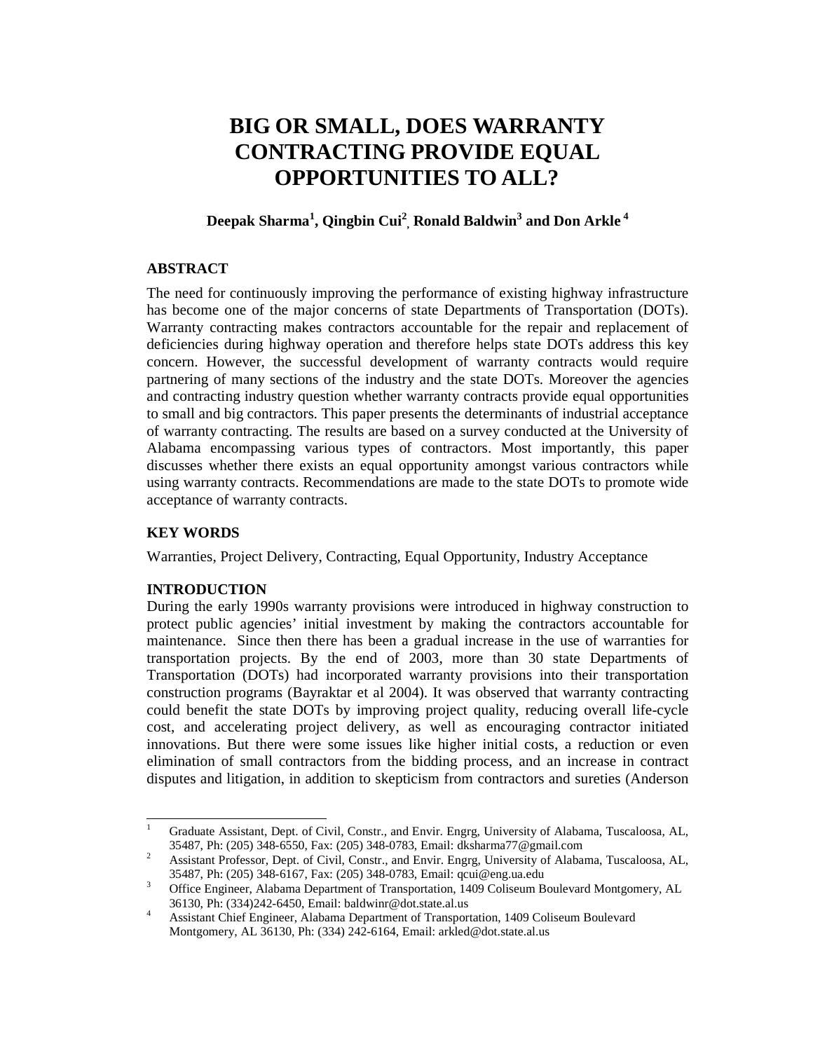# BIG OR SMALL, DOES WARRANTY CONTRACTING PROVIDE EQUAL OPPORTUNITIES TO ALL?

**Deepak Sharma[1], Qingbin Cui[2], Ronald Baldwin[3] and Don Arkle[4]**

## ABSTRACT

The need for continuously improving the performance of existing highway infrastructure has become one of the major concerns of state Departments of Transportation (DOTs). Warranty contracting makes contractors accountable for the repair and replacement of deficiencies during highway operation and therefore helps state DOTs address this key concern. However, the successful development of warranty contracts would require partnering of many sections of the industry and the state DOTs. Moreover the agencies and contracting industry question whether warranty contracts provide equal opportunities to small and big contractors. This paper presents the determinants of industrial acceptance of warranty contracting. The results are based on a survey conducted at the University of Alabama encompassing various types of contractors. Most importantly, this paper discusses whether there exists an equal opportunity amongst various contractors while using warranty contracts. Recommendations are made to the state DOTs to promote wide acceptance of warranty contracts.

## KEY WORDS

Warranties, Project Delivery, Contracting, Equal Opportunity, Industry Acceptance

## INTRODUCTION

During the early 1990s warranty provisions were introduced in highway construction to protect public agencies' initial investment by making the contractors accountable for maintenance. Since then there has been a gradual increase in the use of warranties for transportation projects. By the end of 2003, more than 30 state Departments of Transportation (DOTs) had incorporated warranty provisions into their transportation construction programs (Bayraktar et al 2004). It was observed that warranty contracting could benefit the state DOTs by improving project quality, reducing overall life-cycle cost, and accelerating project delivery, as well as encouraging contractor initiated innovations. But there were some issues like higher initial costs, a reduction or even elimination of small contractors from the bidding process, and an increase in contract disputes and litigation, in addition to skepticism from contractors and sureties (Anderson

---

[1] Graduate Assistant, Dept. of Civil, Constr., and Envir. Engrg, University of Alabama, Tuscaloosa, AL, 35487, Ph: (205) 348-6550, Fax: (205) 348-0783, Email: dksharma77@gmail.com

[2] Assistant Professor, Dept. of Civil, Constr., and Envir. Engrg, University of Alabama, Tuscaloosa, AL, 35487, Ph: (205) 348-6167, Fax: (205) 348-0783, Email: qcui@eng.ua.edu

[3] Office Engineer, Alabama Department of Transportation, 1409 Coliseum Boulevard Montgomery, AL 36130, Ph: (334)242-6450, Email: baldwinr@dot.state.al.us

[4] Assistant Chief Engineer, Alabama Department of Transportation, 1409 Coliseum Boulevard Montgomery, AL 36130, Ph: (334) 242-6164, Email: arkled@dot.state.al.us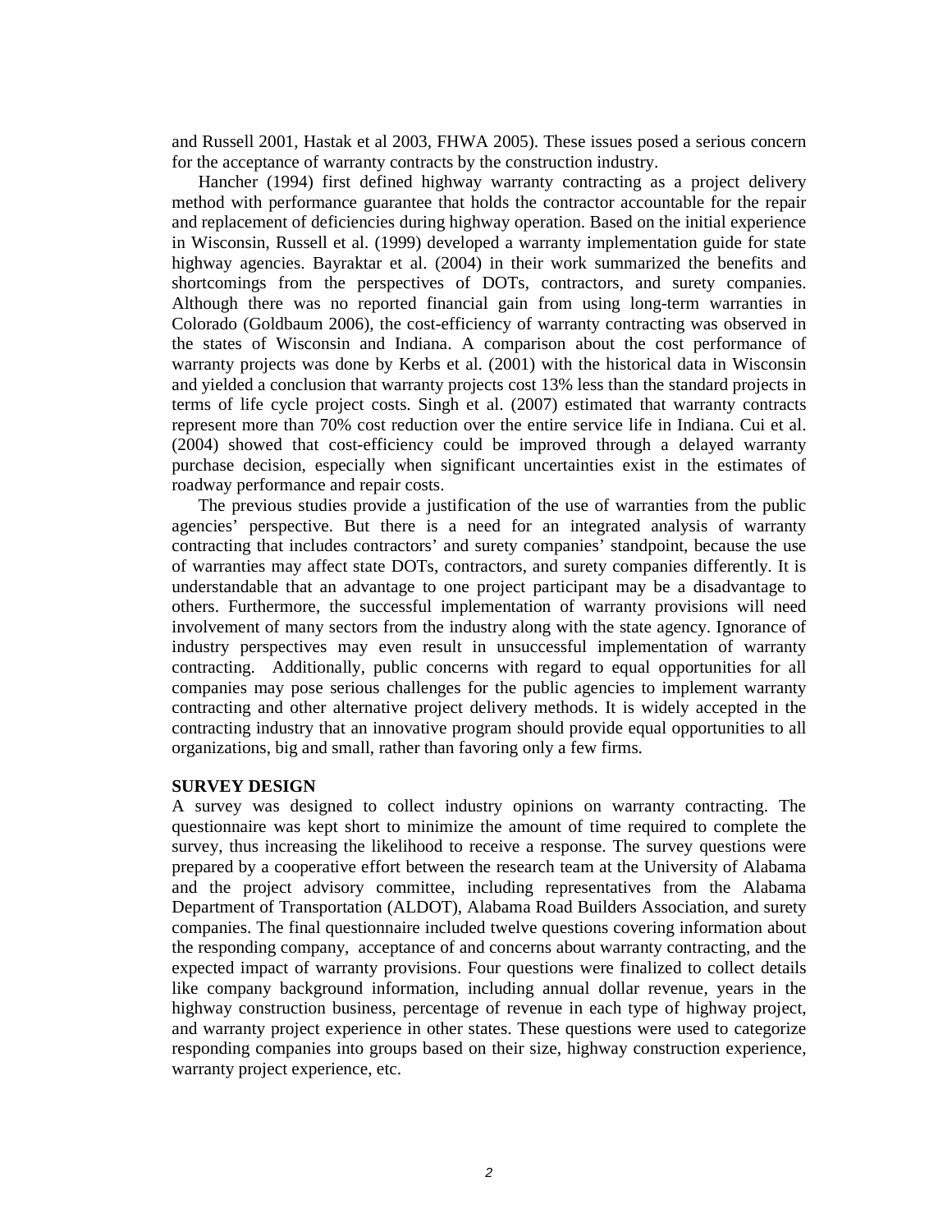and Russell 2001, Hastak et al 2003, FHWA 2005). These issues posed a serious concern for the acceptance of warranty contracts by the construction industry.

Hancher (1994) first defined highway warranty contracting as a project delivery method with performance guarantee that holds the contractor accountable for the repair and replacement of deficiencies during highway operation. Based on the initial experience in Wisconsin, Russell et al. (1999) developed a warranty implementation guide for state highway agencies. Bayraktar et al. (2004) in their work summarized the benefits and shortcomings from the perspectives of DOTs, contractors, and surety companies. Although there was no reported financial gain from using long-term warranties in Colorado (Goldbaum 2006), the cost-efficiency of warranty contracting was observed in the states of Wisconsin and Indiana. A comparison about the cost performance of warranty projects was done by Kerbs et al. (2001) with the historical data in Wisconsin and yielded a conclusion that warranty projects cost 13% less than the standard projects in terms of life cycle project costs. Singh et al. (2007) estimated that warranty contracts represent more than 70% cost reduction over the entire service life in Indiana. Cui et al. (2004) showed that cost-efficiency could be improved through a delayed warranty purchase decision, especially when significant uncertainties exist in the estimates of roadway performance and repair costs.

The previous studies provide a justification of the use of warranties from the public agencies' perspective. But there is a need for an integrated analysis of warranty contracting that includes contractors' and surety companies' standpoint, because the use of warranties may affect state DOTs, contractors, and surety companies differently. It is understandable that an advantage to one project participant may be a disadvantage to others. Furthermore, the successful implementation of warranty provisions will need involvement of many sectors from the industry along with the state agency. Ignorance of industry perspectives may even result in unsuccessful implementation of warranty contracting. Additionally, public concerns with regard to equal opportunities for all companies may pose serious challenges for the public agencies to implement warranty contracting and other alternative project delivery methods. It is widely accepted in the contracting industry that an innovative program should provide equal opportunities to all organizations, big and small, rather than favoring only a few firms.

## SURVEY DESIGN

A survey was designed to collect industry opinions on warranty contracting. The questionnaire was kept short to minimize the amount of time required to complete the survey, thus increasing the likelihood to receive a response. The survey questions were prepared by a cooperative effort between the research team at the University of Alabama and the project advisory committee, including representatives from the Alabama Department of Transportation (ALDOT), Alabama Road Builders Association, and surety companies. The final questionnaire included twelve questions covering information about the responding company, acceptance of and concerns about warranty contracting, and the expected impact of warranty provisions. Four questions were finalized to collect details like company background information, including annual dollar revenue, years in the highway construction business, percentage of revenue in each type of highway project, and warranty project experience in other states. These questions were used to categorize responding companies into groups based on their size, highway construction experience, warranty project experience, etc.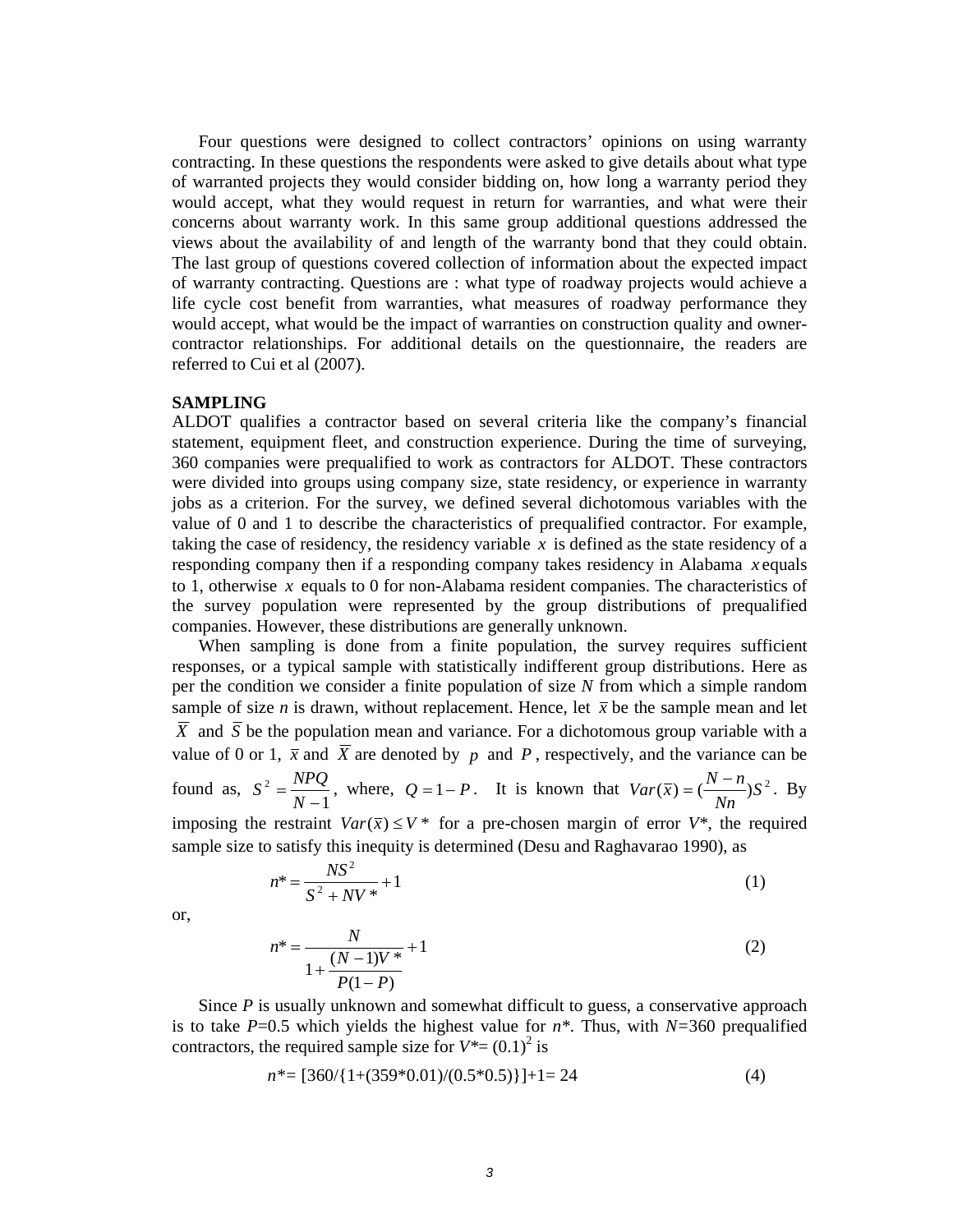Four questions were designed to collect contractors' opinions on using warranty contracting. In these questions the respondents were asked to give details about what type of warranted projects they would consider bidding on, how long a warranty period they would accept, what they would request in return for warranties, and what were their concerns about warranty work. In this same group additional questions addressed the views about the availability of and length of the warranty bond that they could obtain. The last group of questions covered collection of information about the expected impact of warranty contracting. Questions are : what type of roadway projects would achieve a life cycle cost benefit from warranties, what measures of roadway performance they would accept, what would be the impact of warranties on construction quality and owner-contractor relationships. For additional details on the questionnaire, the readers are referred to Cui et al (2007).

**SAMPLING**

ALDOT qualifies a contractor based on several criteria like the company's financial statement, equipment fleet, and construction experience. During the time of surveying, 360 companies were prequalified to work as contractors for ALDOT. These contractors were divided into groups using company size, state residency, or experience in warranty jobs as a criterion. For the survey, we defined several dichotomous variables with the value of 0 and 1 to describe the characteristics of prequalified contractor. For example, taking the case of residency, the residency variable $x$ is defined as the state residency of a responding company then if a responding company takes residency in Alabama $x$ equals to 1, otherwise $x$ equals to 0 for non-Alabama resident companies. The characteristics of the survey population were represented by the group distributions of prequalified companies. However, these distributions are generally unknown.

When sampling is done from a finite population, the survey requires sufficient responses, or a typical sample with statistically indifferent group distributions. Here as per the condition we consider a finite population of size $N$ from which a simple random sample of size $n$ is drawn, without replacement. Hence, let $\bar{x}$ be the sample mean and let $\bar{X}$ and $\bar{S}$ be the population mean and variance. For a dichotomous group variable with a value of 0 or 1, $\bar{x}$ and $\bar{X}$ are denoted by $p$ and $P$, respectively, and the variance can be found as, $S^2 = \frac{NPQ}{N-1}$, where, $Q = 1 - P$. It is known that $Var(\bar{x}) = (\frac{N-n}{Nn})S^2$. By imposing the restraint $Var(\bar{x}) \leq V^*$ for a pre-chosen margin of error $V^*$, the required sample size to satisfy this inequity is determined (Desu and Raghavarao 1990), as

$$n^* = \frac{NS^2}{S^2 + NV^*} + 1 \tag{1}$$

or,

$$n^* = \frac{N}{1 + \frac{(N-1)V^*}{P(1-P)}} + 1 \tag{2}$$

Since $P$ is usually unknown and somewhat difficult to guess, a conservative approach is to take $P$=0.5 which yields the highest value for $n^*$. Thus, with $N$=360 prequalified contractors, the required sample size for $V^*= (0.1)^2$ is

$$n^* = [360/\{1+(359*0.01)/(0.5*0.5)\}]+1= 24 \tag{4}$$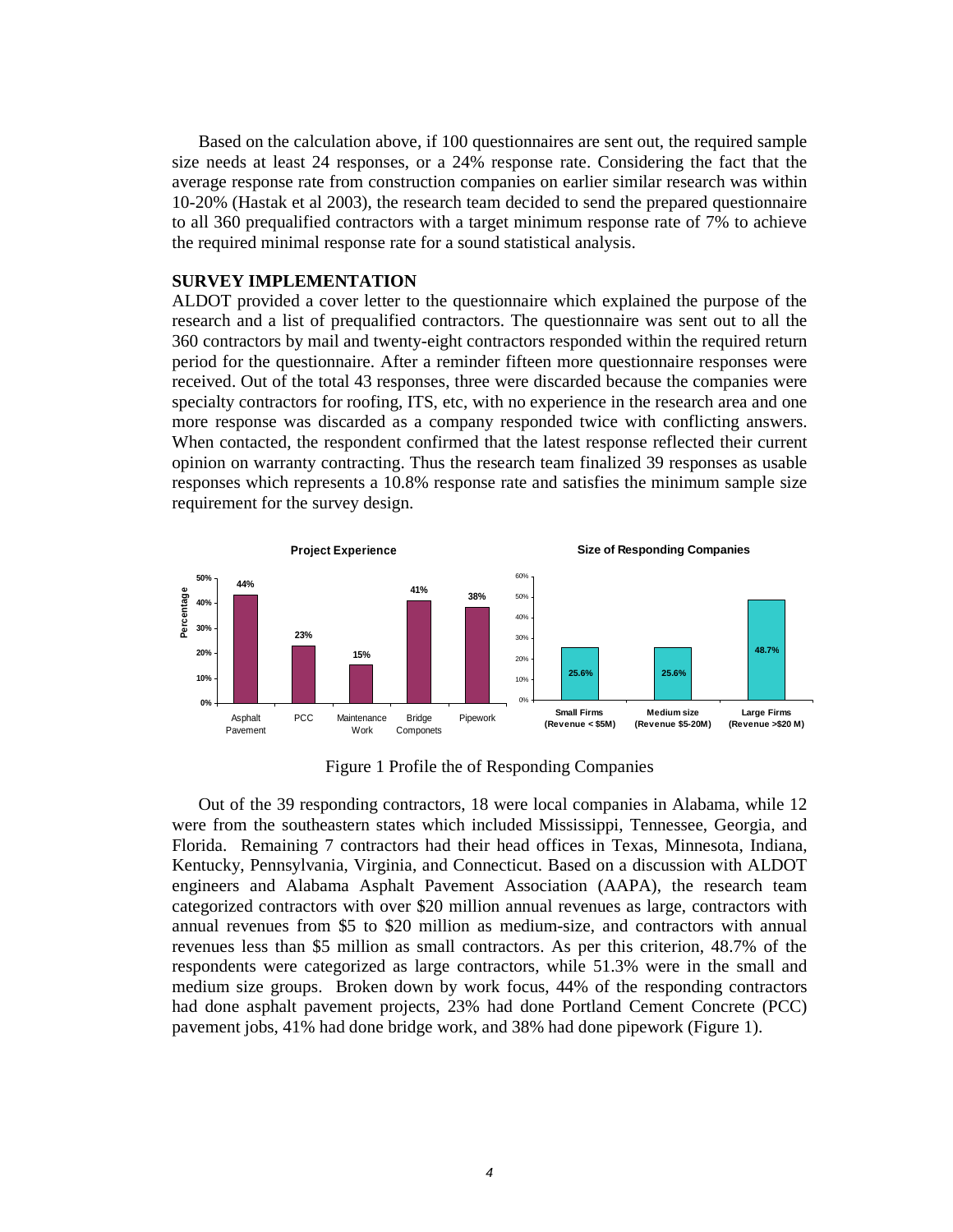Based on the calculation above, if 100 questionnaires are sent out, the required sample size needs at least 24 responses, or a 24% response rate. Considering the fact that the average response rate from construction companies on earlier similar research was within 10-20% (Hastak et al 2003), the research team decided to send the prepared questionnaire to all 360 prequalified contractors with a target minimum response rate of 7% to achieve the required minimal response rate for a sound statistical analysis.

**SURVEY IMPLEMENTATION**

ALDOT provided a cover letter to the questionnaire which explained the purpose of the research and a list of prequalified contractors. The questionnaire was sent out to all the 360 contractors by mail and twenty-eight contractors responded within the required return period for the questionnaire. After a reminder fifteen more questionnaire responses were received. Out of the total 43 responses, three were discarded because the companies were specialty contractors for roofing, ITS, etc, with no experience in the research area and one more response was discarded as a company responded twice with conflicting answers. When contacted, the respondent confirmed that the latest response reflected their current opinion on warranty contracting. Thus the research team finalized 39 responses as usable responses which represents a 10.8% response rate and satisfies the minimum sample size requirement for the survey design.

**Project Experience**

| | Asphalt Pavement | PCC | Maintenance Work | Bridge Componets | Pipework |
|---|---|---|---|---|---|
| Percentage | 44% | 23% | 15% | 41% | 38% |

**Size of Responding Companies**

| Small Firms (Revenue < $5M) | Medium size (Revenue $5-20M) | Large Firms (Revenue >$20 M) |
|---|---|---|
| 25.6% | 25.6% | 48.7% |

Figure 1 Profile the of Responding Companies

Out of the 39 responding contractors, 18 were local companies in Alabama, while 12 were from the southeastern states which included Mississippi, Tennessee, Georgia, and Florida. Remaining 7 contractors had their head offices in Texas, Minnesota, Indiana, Kentucky, Pennsylvania, Virginia, and Connecticut. Based on a discussion with ALDOT engineers and Alabama Asphalt Pavement Association (AAPA), the research team categorized contractors with over $20 million annual revenues as large, contractors with annual revenues from $5 to $20 million as medium-size, and contractors with annual revenues less than $5 million as small contractors. As per this criterion, 48.7% of the respondents were categorized as large contractors, while 51.3% were in the small and medium size groups. Broken down by work focus, 44% of the responding contractors had done asphalt pavement projects, 23% had done Portland Cement Concrete (PCC) pavement jobs, 41% had done bridge work, and 38% had done pipework (Figure 1).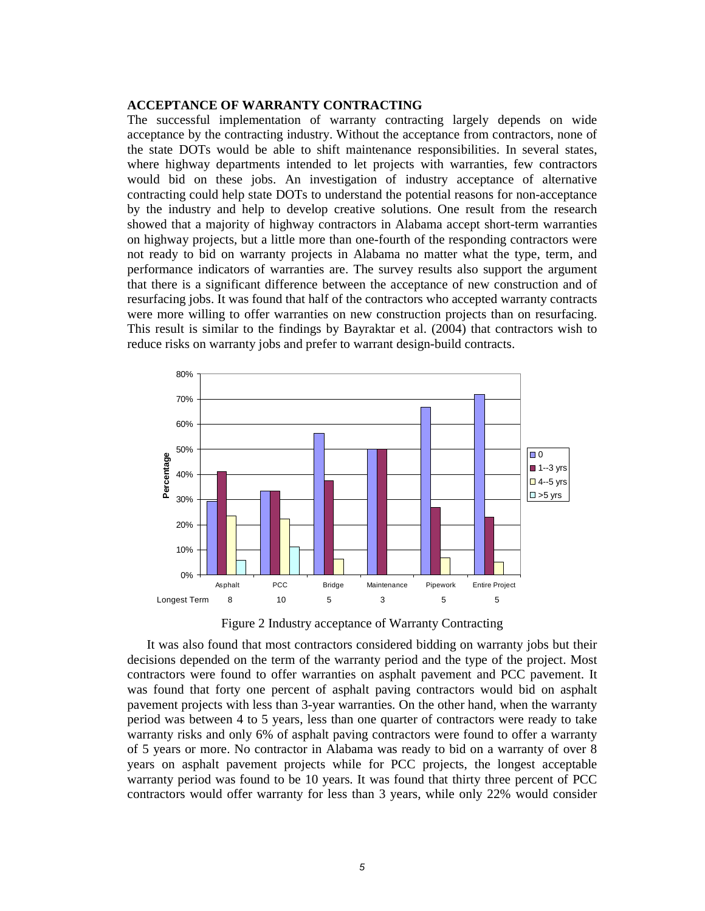## ACCEPTANCE OF WARRANTY CONTRACTING

The successful implementation of warranty contracting largely depends on wide acceptance by the contracting industry. Without the acceptance from contractors, none of the state DOTs would be able to shift maintenance responsibilities. In several states, where highway departments intended to let projects with warranties, few contractors would bid on these jobs. An investigation of industry acceptance of alternative contracting could help state DOTs to understand the potential reasons for non-acceptance by the industry and help to develop creative solutions. One result from the research showed that a majority of highway contractors in Alabama accept short-term warranties on highway projects, but a little more than one-fourth of the responding contractors were not ready to bid on warranty projects in Alabama no matter what the type, term, and performance indicators of warranties are. The survey results also support the argument that there is a significant difference between the acceptance of new construction and of resurfacing jobs. It was found that half of the contractors who accepted warranty contracts were more willing to offer warranties on new construction projects than on resurfacing. This result is similar to the findings by Bayraktar et al. (2004) that contractors wish to reduce risks on warranty jobs and prefer to warrant design-build contracts.

Figure 2 Industry acceptance of Warranty Contracting

It was also found that most contractors considered bidding on warranty jobs but their decisions depended on the term of the warranty period and the type of the project. Most contractors were found to offer warranties on asphalt pavement and PCC pavement. It was found that forty one percent of asphalt paving contractors would bid on asphalt pavement projects with less than 3-year warranties. On the other hand, when the warranty period was between 4 to 5 years, less than one quarter of contractors were ready to take warranty risks and only 6% of asphalt paving contractors were found to offer a warranty of 5 years or more. No contractor in Alabama was ready to bid on a warranty of over 8 years on asphalt pavement projects while for PCC projects, the longest acceptable warranty period was found to be 10 years. It was found that thirty three percent of PCC contractors would offer warranty for less than 3 years, while only 22% would consider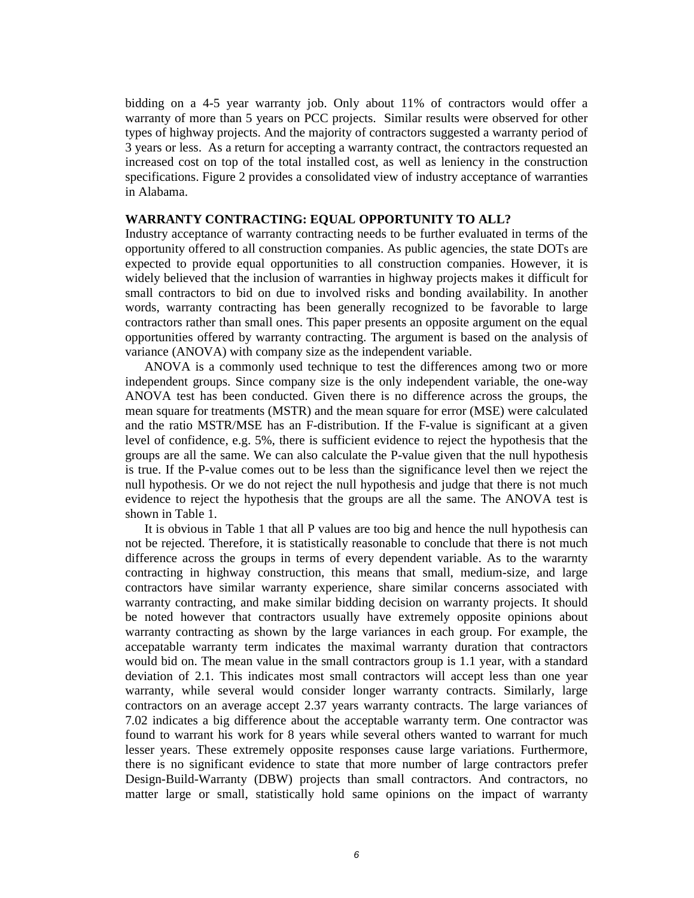bidding on a 4-5 year warranty job. Only about 11% of contractors would offer a warranty of more than 5 years on PCC projects. Similar results were observed for other types of highway projects. And the majority of contractors suggested a warranty period of 3 years or less. As a return for accepting a warranty contract, the contractors requested an increased cost on top of the total installed cost, as well as leniency in the construction specifications. Figure 2 provides a consolidated view of industry acceptance of warranties in Alabama.

## WARRANTY CONTRACTING: EQUAL OPPORTUNITY TO ALL?

Industry acceptance of warranty contracting needs to be further evaluated in terms of the opportunity offered to all construction companies. As public agencies, the state DOTs are expected to provide equal opportunities to all construction companies. However, it is widely believed that the inclusion of warranties in highway projects makes it difficult for small contractors to bid on due to involved risks and bonding availability. In another words, warranty contracting has been generally recognized to be favorable to large contractors rather than small ones. This paper presents an opposite argument on the equal opportunities offered by warranty contracting. The argument is based on the analysis of variance (ANOVA) with company size as the independent variable.

ANOVA is a commonly used technique to test the differences among two or more independent groups. Since company size is the only independent variable, the one-way ANOVA test has been conducted. Given there is no difference across the groups, the mean square for treatments (MSTR) and the mean square for error (MSE) were calculated and the ratio MSTR/MSE has an F-distribution. If the F-value is significant at a given level of confidence, e.g. 5%, there is sufficient evidence to reject the hypothesis that the groups are all the same. We can also calculate the P-value given that the null hypothesis is true. If the P-value comes out to be less than the significance level then we reject the null hypothesis. Or we do not reject the null hypothesis and judge that there is not much evidence to reject the hypothesis that the groups are all the same. The ANOVA test is shown in Table 1.

It is obvious in Table 1 that all P values are too big and hence the null hypothesis can not be rejected. Therefore, it is statistically reasonable to conclude that there is not much difference across the groups in terms of every dependent variable. As to the wararnty contracting in highway construction, this means that small, medium-size, and large contractors have similar warranty experience, share similar concerns associated with warranty contracting, and make similar bidding decision on warranty projects. It should be noted however that contractors usually have extremely opposite opinions about warranty contracting as shown by the large variances in each group. For example, the accepatable warranty term indicates the maximal warranty duration that contractors would bid on. The mean value in the small contractors group is 1.1 year, with a standard deviation of 2.1. This indicates most small contractors will accept less than one year warranty, while several would consider longer warranty contracts. Similarly, large contractors on an average accept 2.37 years warranty contracts. The large variances of 7.02 indicates a big difference about the acceptable warranty term. One contractor was found to warrant his work for 8 years while several others wanted to warrant for much lesser years. These extremely opposite responses cause large variations. Furthermore, there is no significant evidence to state that more number of large contractors prefer Design-Build-Warranty (DBW) projects than small contractors. And contractors, no matter large or small, statistically hold same opinions on the impact of warranty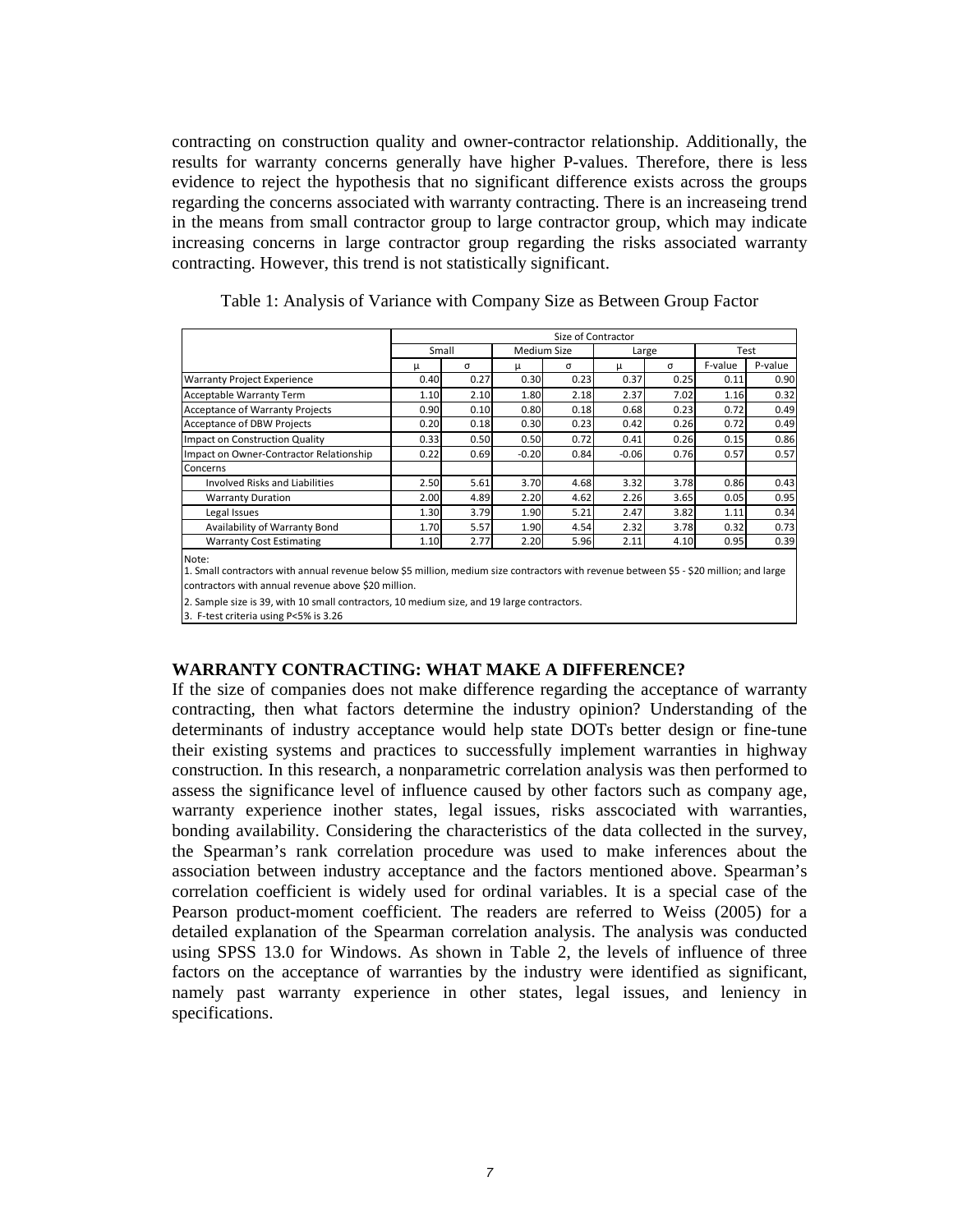contracting on construction quality and owner-contractor relationship. Additionally, the results for warranty concerns generally have higher P-values. Therefore, there is less evidence to reject the hypothesis that no significant difference exists across the groups regarding the concerns associated with warranty contracting. There is an increaseing trend in the means from small contractor group to large contractor group, which may indicate increasing concerns in large contractor group regarding the risks associated warranty contracting. However, this trend is not statistically significant.

Table 1: Analysis of Variance with Company Size as Between Group Factor

| | Size of Contractor | | | | | | | |
|---|---|---|---|---|---|---|---|---|
| | Small | | Medium Size | | Large | | Test | |
| | μ | σ | μ | σ | μ | σ | F-value | P-value |
| Warranty Project Experience | 0.40 | 0.27 | 0.30 | 0.23 | 0.37 | 0.25 | 0.11 | 0.90 |
| Acceptable Warranty Term | 1.10 | 2.10 | 1.80 | 2.18 | 2.37 | 7.02 | 1.16 | 0.32 |
| Acceptance of Warranty Projects | 0.90 | 0.10 | 0.80 | 0.18 | 0.68 | 0.23 | 0.72 | 0.49 |
| Acceptance of DBW Projects | 0.20 | 0.18 | 0.30 | 0.23 | 0.42 | 0.26 | 0.72 | 0.49 |
| Impact on Construction Quality | 0.33 | 0.50 | 0.50 | 0.72 | 0.41 | 0.26 | 0.15 | 0.86 |
| Impact on Owner-Contractor Relationship | 0.22 | 0.69 | -0.20 | 0.84 | -0.06 | 0.76 | 0.57 | 0.57 |
| Concerns | | | | | | | | |
| Involved Risks and Liabilities | 2.50 | 5.61 | 3.70 | 4.68 | 3.32 | 3.78 | 0.86 | 0.43 |
| Warranty Duration | 2.00 | 4.89 | 2.20 | 4.62 | 2.26 | 3.65 | 0.05 | 0.95 |
| Legal Issues | 1.30 | 3.79 | 1.90 | 5.21 | 2.47 | 3.82 | 1.11 | 0.34 |
| Availability of Warranty Bond | 1.70 | 5.57 | 1.90 | 4.54 | 2.32 | 3.78 | 0.32 | 0.73 |
| Warranty Cost Estimating | 1.10 | 2.77 | 2.20 | 5.96 | 2.11 | 4.10 | 0.95 | 0.39 |

Note:
1. Small contractors with annual revenue below $5 million, medium size contractors with revenue between $5 - $20 million; and large contractors with annual revenue above $20 million.
2. Sample size is 39, with 10 small contractors, 10 medium size, and 19 large contractors.
3. F-test criteria using P<5% is 3.26

## WARRANTY CONTRACTING: WHAT MAKE A DIFFERENCE?

If the size of companies does not make difference regarding the acceptance of warranty contracting, then what factors determine the industry opinion? Understanding of the determinants of industry acceptance would help state DOTs better design or fine-tune their existing systems and practices to successfully implement warranties in highway construction. In this research, a nonparametric correlation analysis was then performed to assess the significance level of influence caused by other factors such as company age, warranty experience inother states, legal issues, risks asscociated with warranties, bonding availability. Considering the characteristics of the data collected in the survey, the Spearman's rank correlation procedure was used to make inferences about the association between industry acceptance and the factors mentioned above. Spearman's correlation coefficient is widely used for ordinal variables. It is a special case of the Pearson product-moment coefficient. The readers are referred to Weiss (2005) for a detailed explanation of the Spearman correlation analysis. The analysis was conducted using SPSS 13.0 for Windows. As shown in Table 2, the levels of influence of three factors on the acceptance of warranties by the industry were identified as significant, namely past warranty experience in other states, legal issues, and leniency in specifications.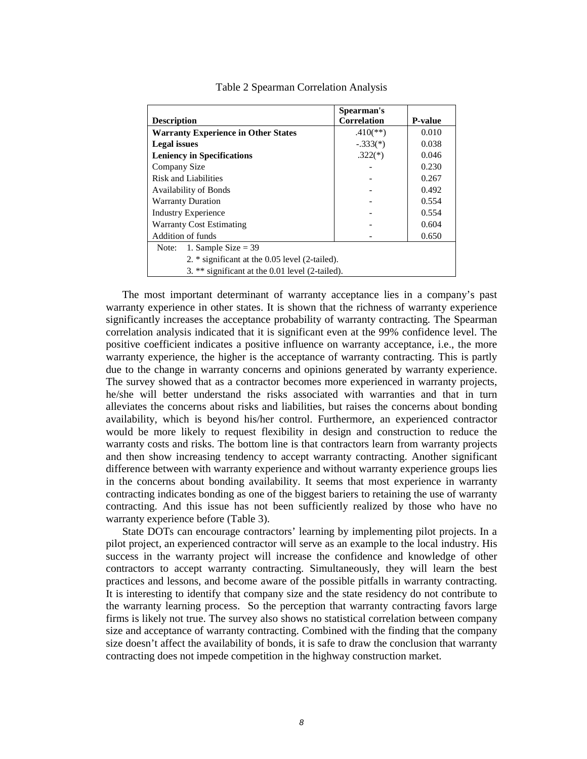Table 2 Spearman Correlation Analysis

| Description | Spearman's Correlation | P-value |
|---|---|---|
| **Warranty Experience in Other States** | .410(**) | 0.010 |
| **Legal issues** | -.333(*) | 0.038 |
| **Leniency in Specifications** | .322(*) | 0.046 |
| Company Size | - | 0.230 |
| Risk and Liabilities | - | 0.267 |
| Availability of Bonds | - | 0.492 |
| Warranty Duration | - | 0.554 |
| Industry Experience | - | 0.554 |
| Warranty Cost Estimating | - | 0.604 |
| Addition of funds | - | 0.650 |
| Note: 1. Sample Size = 39<br>2. * significant at the 0.05 level (2-tailed).<br>3. ** significant at the 0.01 level (2-tailed). | | |

The most important determinant of warranty acceptance lies in a company's past warranty experience in other states. It is shown that the richness of warranty experience significantly increases the acceptance probability of warranty contracting. The Spearman correlation analysis indicated that it is significant even at the 99% confidence level. The positive coefficient indicates a positive influence on warranty acceptance, i.e., the more warranty experience, the higher is the acceptance of warranty contracting. This is partly due to the change in warranty concerns and opinions generated by warranty experience. The survey showed that as a contractor becomes more experienced in warranty projects, he/she will better understand the risks associated with warranties and that in turn alleviates the concerns about risks and liabilities, but raises the concerns about bonding availability, which is beyond his/her control. Furthermore, an experienced contractor would be more likely to request flexibility in design and construction to reduce the warranty costs and risks. The bottom line is that contractors learn from warranty projects and then show increasing tendency to accept warranty contracting. Another significant difference between with warranty experience and without warranty experience groups lies in the concerns about bonding availability. It seems that most experience in warranty contracting indicates bonding as one of the biggest bariers to retaining the use of warranty contracting. And this issue has not been sufficiently realized by those who have no warranty experience before (Table 3).

State DOTs can encourage contractors' learning by implementing pilot projects. In a pilot project, an experienced contractor will serve as an example to the local industry. His success in the warranty project will increase the confidence and knowledge of other contractors to accept warranty contracting. Simultaneously, they will learn the best practices and lessons, and become aware of the possible pitfalls in warranty contracting. It is interesting to identify that company size and the state residency do not contribute to the warranty learning process. So the perception that warranty contracting favors large firms is likely not true. The survey also shows no statistical correlation between company size and acceptance of warranty contracting. Combined with the finding that the company size doesn't affect the availability of bonds, it is safe to draw the conclusion that warranty contracting does not impede competition in the highway construction market.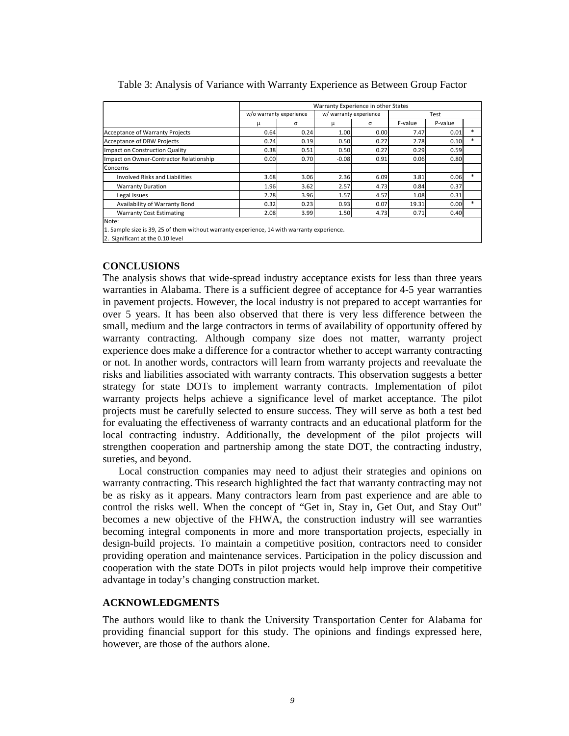Table 3: Analysis of Variance with Warranty Experience as Between Group Factor

| | Warranty Experience in other States | | | | | | |
|---|---|---|---|---|---|---|---|
| | w/o warranty experience | | w/ warranty experience | | Test | | |
| | μ | σ | μ | σ | F-value | P-value | |
| Acceptance of Warranty Projects | 0.64 | 0.24 | 1.00 | 0.00 | 7.47 | 0.01 | * |
| Acceptance of DBW Projects | 0.24 | 0.19 | 0.50 | 0.27 | 2.78 | 0.10 | * |
| Impact on Construction Quality | 0.38 | 0.51 | 0.50 | 0.27 | 0.29 | 0.59 | |
| Impact on Owner-Contractor Relationship | 0.00 | 0.70 | -0.08 | 0.91 | 0.06 | 0.80 | |
| Concerns | | | | | | | |
| Involved Risks and Liabilities | 3.68 | 3.06 | 2.36 | 6.09 | 3.81 | 0.06 | * |
| Warranty Duration | 1.96 | 3.62 | 2.57 | 4.73 | 0.84 | 0.37 | |
| Legal Issues | 2.28 | 3.96 | 1.57 | 4.57 | 1.08 | 0.31 | |
| Availability of Warranty Bond | 0.32 | 0.23 | 0.93 | 0.07 | 19.31 | 0.00 | * |
| Warranty Cost Estimating | 2.08 | 3.99 | 1.50 | 4.73 | 0.71 | 0.40 | |

Note:
1. Sample size is 39, 25 of them without warranty experience, 14 with warranty experience.
2. Significant at the 0.10 level

## CONCLUSIONS

The analysis shows that wide-spread industry acceptance exists for less than three years warranties in Alabama. There is a sufficient degree of acceptance for 4-5 year warranties in pavement projects. However, the local industry is not prepared to accept warranties for over 5 years. It has been also observed that there is very less difference between the small, medium and the large contractors in terms of availability of opportunity offered by warranty contracting. Although company size does not matter, warranty project experience does make a difference for a contractor whether to accept warranty contracting or not. In another words, contractors will learn from warranty projects and reevaluate the risks and liabilities associated with warranty contracts. This observation suggests a better strategy for state DOTs to implement warranty contracts. Implementation of pilot warranty projects helps achieve a significance level of market acceptance. The pilot projects must be carefully selected to ensure success. They will serve as both a test bed for evaluating the effectiveness of warranty contracts and an educational platform for the local contracting industry. Additionally, the development of the pilot projects will strengthen cooperation and partnership among the state DOT, the contracting industry, sureties, and beyond.

Local construction companies may need to adjust their strategies and opinions on warranty contracting. This research highlighted the fact that warranty contracting may not be as risky as it appears. Many contractors learn from past experience and are able to control the risks well. When the concept of "Get in, Stay in, Get Out, and Stay Out" becomes a new objective of the FHWA, the construction industry will see warranties becoming integral components in more and more transportation projects, especially in design-build projects. To maintain a competitive position, contractors need to consider providing operation and maintenance services. Participation in the policy discussion and cooperation with the state DOTs in pilot projects would help improve their competitive advantage in today's changing construction market.

## ACKNOWLEDGMENTS

The authors would like to thank the University Transportation Center for Alabama for providing financial support for this study. The opinions and findings expressed here, however, are those of the authors alone.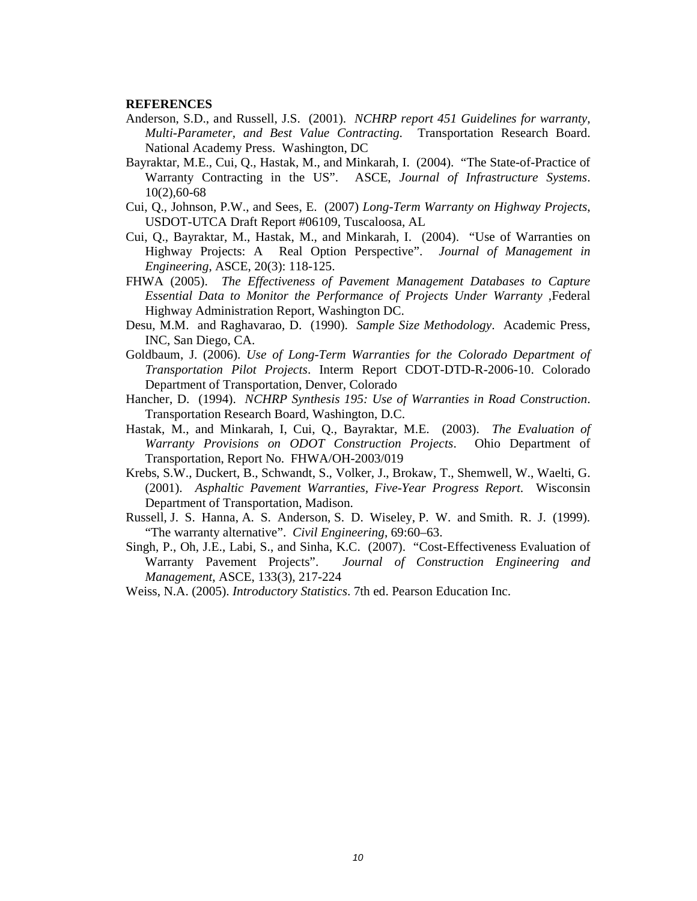**REFERENCES**

Anderson, S.D., and Russell, J.S. (2001). *NCHRP report 451 Guidelines for warranty, Multi-Parameter, and Best Value Contracting*. Transportation Research Board. National Academy Press. Washington, DC

Bayraktar, M.E., Cui, Q., Hastak, M., and Minkarah, I. (2004). "The State-of-Practice of Warranty Contracting in the US". ASCE, *Journal of Infrastructure Systems*. 10(2),60-68

Cui, Q., Johnson, P.W., and Sees, E. (2007) *Long-Term Warranty on Highway Projects*, USDOT-UTCA Draft Report #06109, Tuscaloosa, AL

Cui, Q., Bayraktar, M., Hastak, M., and Minkarah, I. (2004). "Use of Warranties on Highway Projects: A Real Option Perspective". *Journal of Management in Engineering*, ASCE, 20(3): 118-125.

FHWA (2005). *The Effectiveness of Pavement Management Databases to Capture Essential Data to Monitor the Performance of Projects Under Warranty* ,Federal Highway Administration Report, Washington DC.

Desu, M.M. and Raghavarao, D. (1990). *Sample Size Methodology*. Academic Press, INC, San Diego, CA.

Goldbaum, J. (2006). *Use of Long-Term Warranties for the Colorado Department of Transportation Pilot Projects*. Interm Report CDOT-DTD-R-2006-10. Colorado Department of Transportation, Denver, Colorado

Hancher, D. (1994). *NCHRP Synthesis 195: Use of Warranties in Road Construction*. Transportation Research Board, Washington, D.C.

Hastak, M., and Minkarah, I, Cui, Q., Bayraktar, M.E. (2003). *The Evaluation of Warranty Provisions on ODOT Construction Projects*. Ohio Department of Transportation, Report No. FHWA/OH-2003/019

Krebs, S.W., Duckert, B., Schwandt, S., Volker, J., Brokaw, T., Shemwell, W., Waelti, G. (2001). *Asphaltic Pavement Warranties, Five-Year Progress Report*. Wisconsin Department of Transportation, Madison.

Russell, J. S. Hanna, A. S. Anderson, S. D. Wiseley, P. W. and Smith. R. J. (1999). "The warranty alternative". *Civil Engineering*, 69:60–63.

Singh, P., Oh, J.E., Labi, S., and Sinha, K.C. (2007). "Cost-Effectiveness Evaluation of Warranty Pavement Projects". *Journal of Construction Engineering and Management*, ASCE, 133(3), 217-224

Weiss, N.A. (2005). *Introductory Statistics*. 7th ed. Pearson Education Inc.